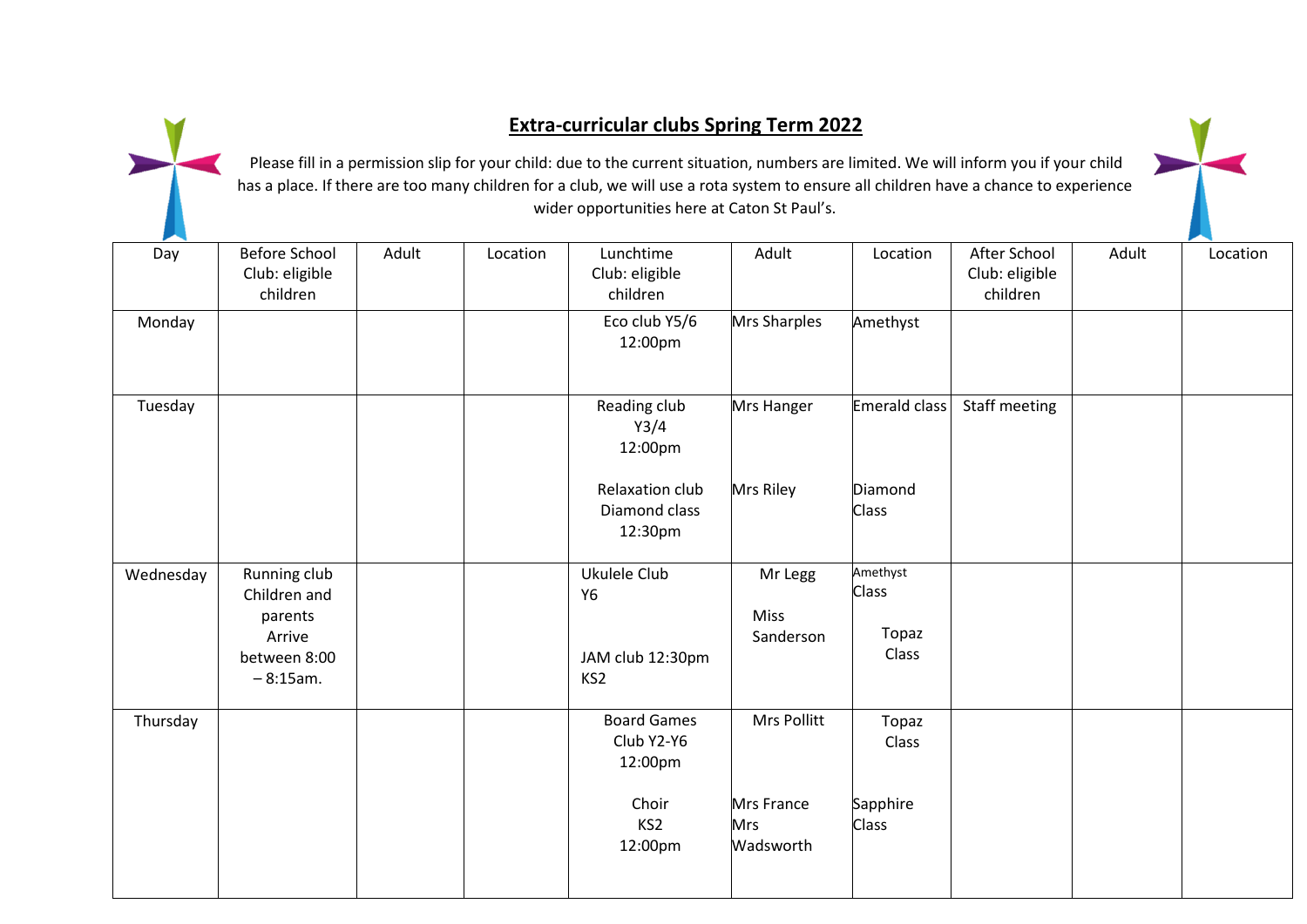# Extra-curricular clubs Spring Term 2022

Please fill in a permission slip for your child: due to the current situation, numbers are limited. We will inform you if your child has a place. If there are too many children for a club, we will use a rota system to ensure all children have a chance to experience wider opportunities here at Caton St Paul's.

| Day | Before School Club: eligible children | Adult | Location | Lunchtime Club: eligible children | Adult | Location | After School Club: eligible children | Adult | Location |
|---|---|---|---|---|---|---|---|---|---|
| Monday | | | | Eco club Y5/6 12:00pm | Mrs Sharples | Amethyst | | | |
| Tuesday | | | | Reading club Y3/4 12:00pm<br><br>Relaxation club Diamond class 12:30pm | Mrs Hanger<br><br>Mrs Riley | Emerald class<br><br>Diamond Class | Staff meeting | | |
| Wednesday | Running club Children and parents Arrive between 8:00 – 8:15am. | | | Ukulele Club Y6<br><br>JAM club 12:30pm KS2 | Mr Legg<br><br>Miss Sanderson | Amethyst Class<br><br>Topaz Class | | | |
| Thursday | | | | Board Games Club Y2-Y6 12:00pm<br><br>Choir KS2 12:00pm | Mrs Pollitt<br><br>Mrs France Mrs Wadsworth | Topaz Class<br><br>Sapphire Class | | | |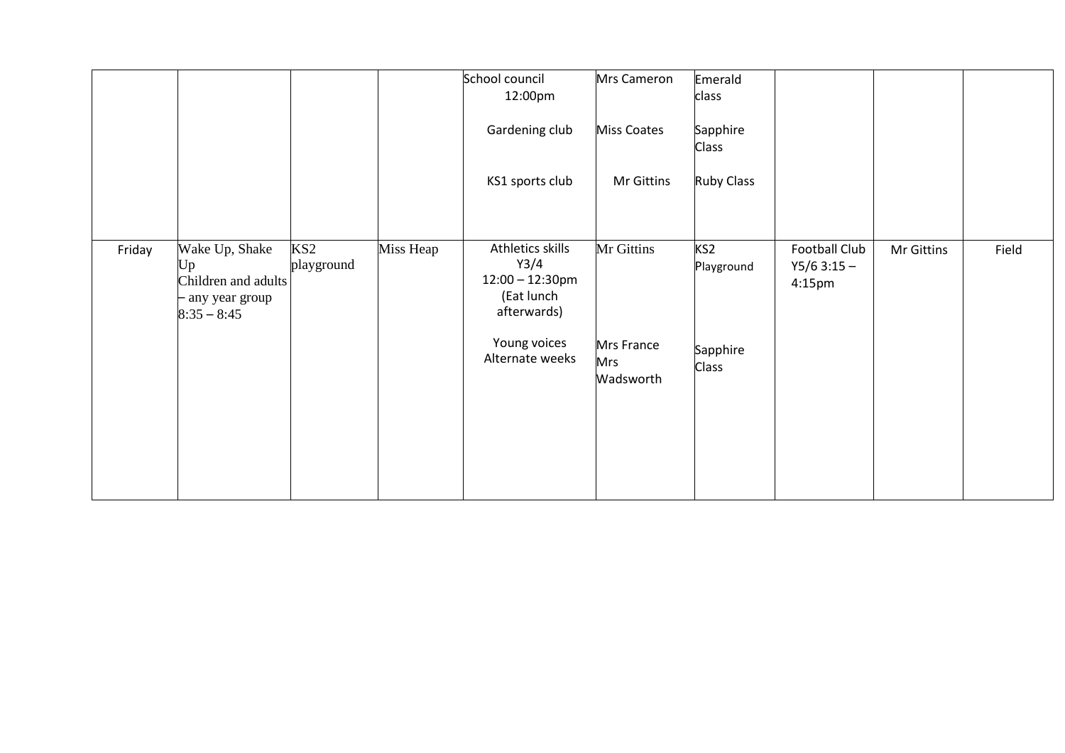| | | | | | | | | | |
|---|---|---|---|---|---|---|---|---|---|
| | | | | School council 12:00pm<br><br>Gardening club<br><br>KS1 sports club | Mrs Cameron<br><br>Miss Coates<br><br>Mr Gittins | Emerald class<br><br>Sapphire Class<br><br>Ruby Class | | | |
| Friday | Wake Up, Shake Up Children and adults – any year group 8:35 – 8:45 | KS2 playground | Miss Heap | Athletics skills Y3/4 12:00 – 12:30pm (Eat lunch afterwards)<br><br>Young voices Alternate weeks | Mr Gittins<br><br>Mrs France Mrs Wadsworth | KS2 Playground<br><br>Sapphire Class | Football Club Y5/6 3:15 – 4:15pm | Mr Gittins | Field |